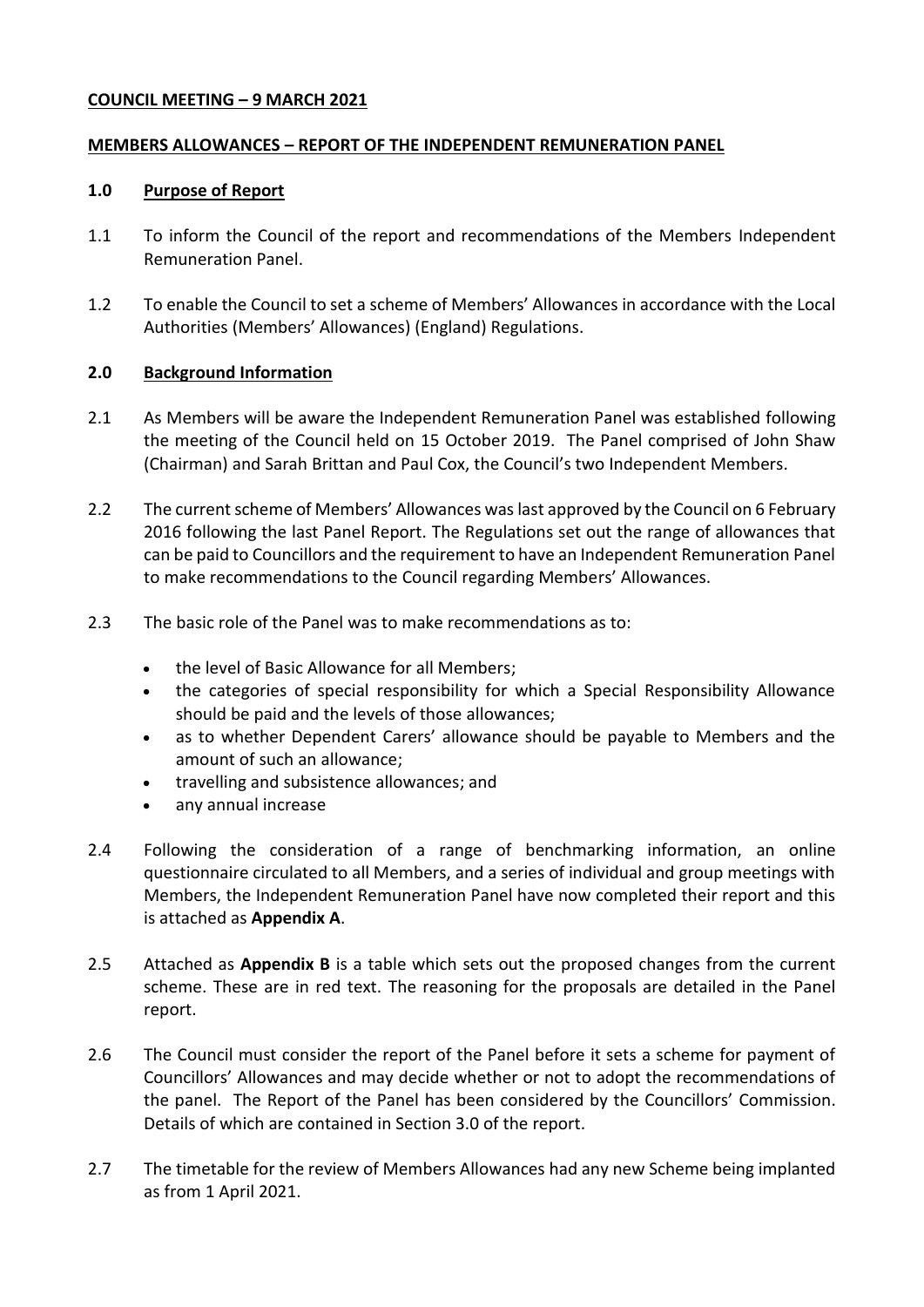**COUNCIL MEETING – 9 MARCH 2021**

**MEMBERS ALLOWANCES – REPORT OF THE INDEPENDENT REMUNERATION PANEL**

## 1.0 Purpose of Report

1.1 To inform the Council of the report and recommendations of the Members Independent Remuneration Panel.

1.2 To enable the Council to set a scheme of Members' Allowances in accordance with the Local Authorities (Members' Allowances) (England) Regulations.

## 2.0 Background Information

2.1 As Members will be aware the Independent Remuneration Panel was established following the meeting of the Council held on 15 October 2019. The Panel comprised of John Shaw (Chairman) and Sarah Brittan and Paul Cox, the Council's two Independent Members.

2.2 The current scheme of Members' Allowances was last approved by the Council on 6 February 2016 following the last Panel Report. The Regulations set out the range of allowances that can be paid to Councillors and the requirement to have an Independent Remuneration Panel to make recommendations to the Council regarding Members' Allowances.

2.3 The basic role of the Panel was to make recommendations as to:

- the level of Basic Allowance for all Members;
- the categories of special responsibility for which a Special Responsibility Allowance should be paid and the levels of those allowances;
- as to whether Dependent Carers' allowance should be payable to Members and the amount of such an allowance;
- travelling and subsistence allowances; and
- any annual increase

2.4 Following the consideration of a range of benchmarking information, an online questionnaire circulated to all Members, and a series of individual and group meetings with Members, the Independent Remuneration Panel have now completed their report and this is attached as **Appendix A**.

2.5 Attached as **Appendix B** is a table which sets out the proposed changes from the current scheme. These are in red text. The reasoning for the proposals are detailed in the Panel report.

2.6 The Council must consider the report of the Panel before it sets a scheme for payment of Councillors' Allowances and may decide whether or not to adopt the recommendations of the panel. The Report of the Panel has been considered by the Councillors' Commission. Details of which are contained in Section 3.0 of the report.

2.7 The timetable for the review of Members Allowances had any new Scheme being implanted as from 1 April 2021.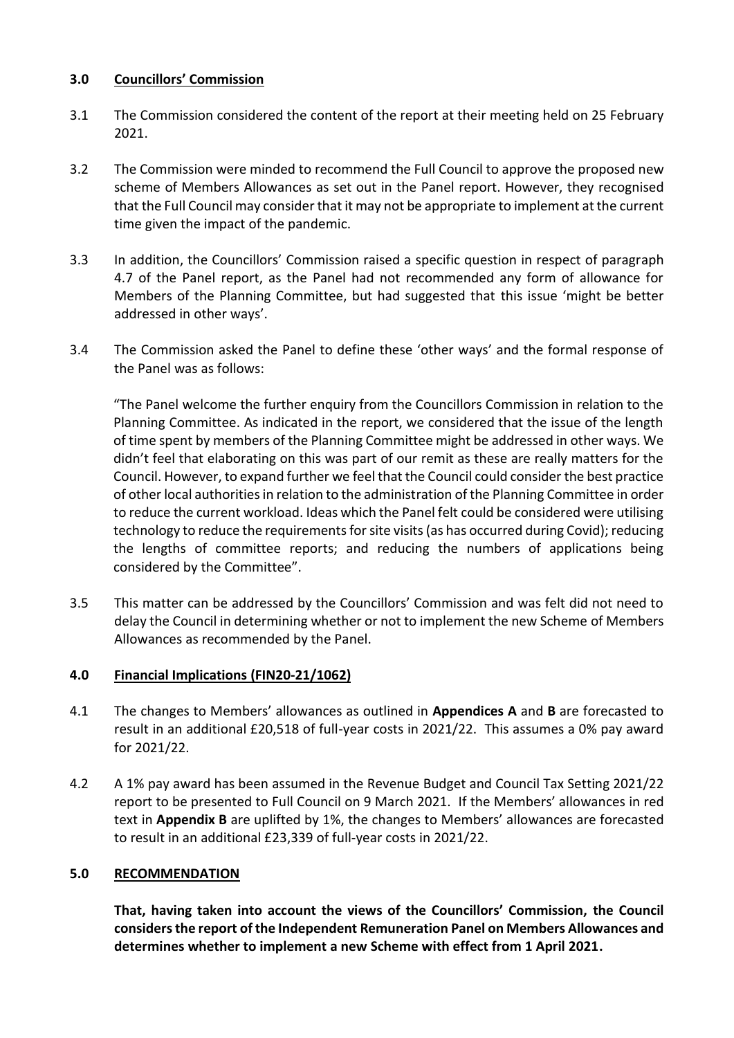## 3.0 Councillors' Commission

3.1 The Commission considered the content of the report at their meeting held on 25 February 2021.

3.2 The Commission were minded to recommend the Full Council to approve the proposed new scheme of Members Allowances as set out in the Panel report. However, they recognised that the Full Council may consider that it may not be appropriate to implement at the current time given the impact of the pandemic.

3.3 In addition, the Councillors' Commission raised a specific question in respect of paragraph 4.7 of the Panel report, as the Panel had not recommended any form of allowance for Members of the Planning Committee, but had suggested that this issue 'might be better addressed in other ways'.

3.4 The Commission asked the Panel to define these 'other ways' and the formal response of the Panel was as follows:

"The Panel welcome the further enquiry from the Councillors Commission in relation to the Planning Committee. As indicated in the report, we considered that the issue of the length of time spent by members of the Planning Committee might be addressed in other ways. We didn't feel that elaborating on this was part of our remit as these are really matters for the Council. However, to expand further we feel that the Council could consider the best practice of other local authorities in relation to the administration of the Planning Committee in order to reduce the current workload. Ideas which the Panel felt could be considered were utilising technology to reduce the requirements for site visits (as has occurred during Covid); reducing the lengths of committee reports; and reducing the numbers of applications being considered by the Committee".

3.5 This matter can be addressed by the Councillors' Commission and was felt did not need to delay the Council in determining whether or not to implement the new Scheme of Members Allowances as recommended by the Panel.

## 4.0 Financial Implications (FIN20-21/1062)

4.1 The changes to Members' allowances as outlined in **Appendices A** and **B** are forecasted to result in an additional £20,518 of full-year costs in 2021/22. This assumes a 0% pay award for 2021/22.

4.2 A 1% pay award has been assumed in the Revenue Budget and Council Tax Setting 2021/22 report to be presented to Full Council on 9 March 2021. If the Members' allowances in red text in **Appendix B** are uplifted by 1%, the changes to Members' allowances are forecasted to result in an additional £23,339 of full-year costs in 2021/22.

## 5.0 RECOMMENDATION

**That, having taken into account the views of the Councillors' Commission, the Council considers the report of the Independent Remuneration Panel on Members Allowances and determines whether to implement a new Scheme with effect from 1 April 2021.**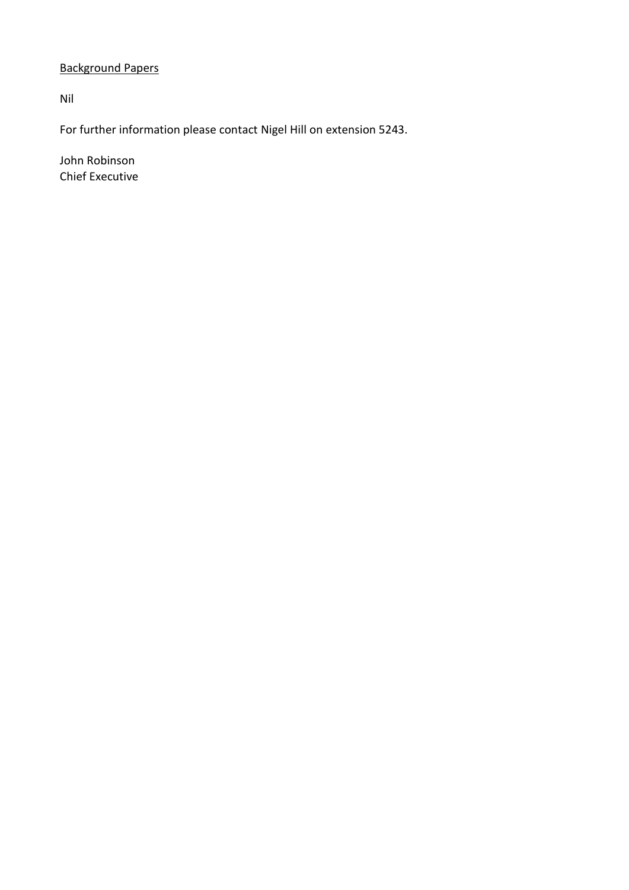Background Papers

Nil

For further information please contact Nigel Hill on extension 5243.

John Robinson
Chief Executive